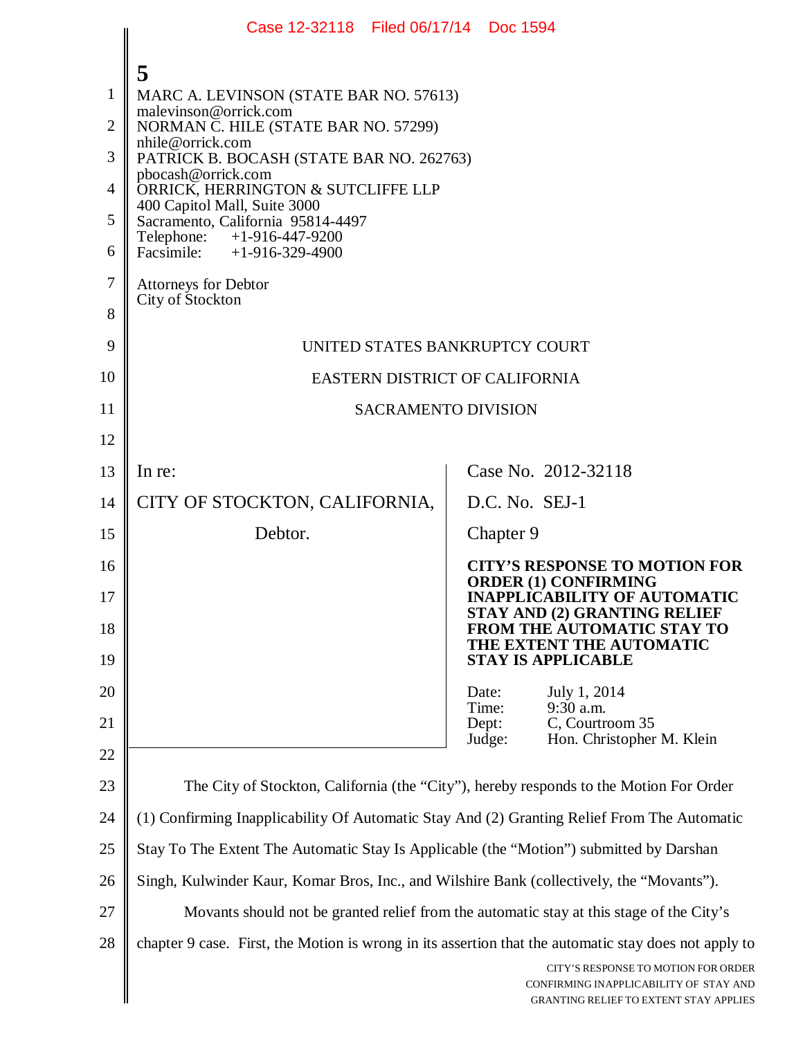MARC A. LEVINSON (STATE BAR NO. 57613)
malevinson@orrick.com
NORMAN C. HILE (STATE BAR NO. 57299)
nhile@orrick.com
PATRICK B. BOCASH (STATE BAR NO. 262763)
pbocash@orrick.com
ORRICK, HERRINGTON & SUTCLIFFE LLP
400 Capitol Mall, Suite 3000
Sacramento, California 95814-4497
Telephone: +1-916-447-9200
Facsimile: +1-916-329-4900

Attorneys for Debtor
City of Stockton

UNITED STATES BANKRUPTCY COURT

EASTERN DISTRICT OF CALIFORNIA

SACRAMENTO DIVISION

| | |
|---|---|
| In re:<br><br>CITY OF STOCKTON, CALIFORNIA,<br><br>Debtor. | Case No. 2012-32118<br><br>D.C. No. SEJ-1<br><br>Chapter 9<br><br>**CITY'S RESPONSE TO MOTION FOR ORDER (1) CONFIRMING INAPPLICABILITY OF AUTOMATIC STAY AND (2) GRANTING RELIEF FROM THE AUTOMATIC STAY TO THE EXTENT THE AUTOMATIC STAY IS APPLICABLE**<br><br>Date: July 1, 2014<br>Time: 9:30 a.m.<br>Dept: C, Courtroom 35<br>Judge: Hon. Christopher M. Klein |

The City of Stockton, California (the "City"), hereby responds to the Motion For Order (1) Confirming Inapplicability Of Automatic Stay And (2) Granting Relief From The Automatic Stay To The Extent The Automatic Stay Is Applicable (the "Motion") submitted by Darshan Singh, Kulwinder Kaur, Komar Bros, Inc., and Wilshire Bank (collectively, the "Movants").

Movants should not be granted relief from the automatic stay at this stage of the City's chapter 9 case. First, the Motion is wrong in its assertion that the automatic stay does not apply to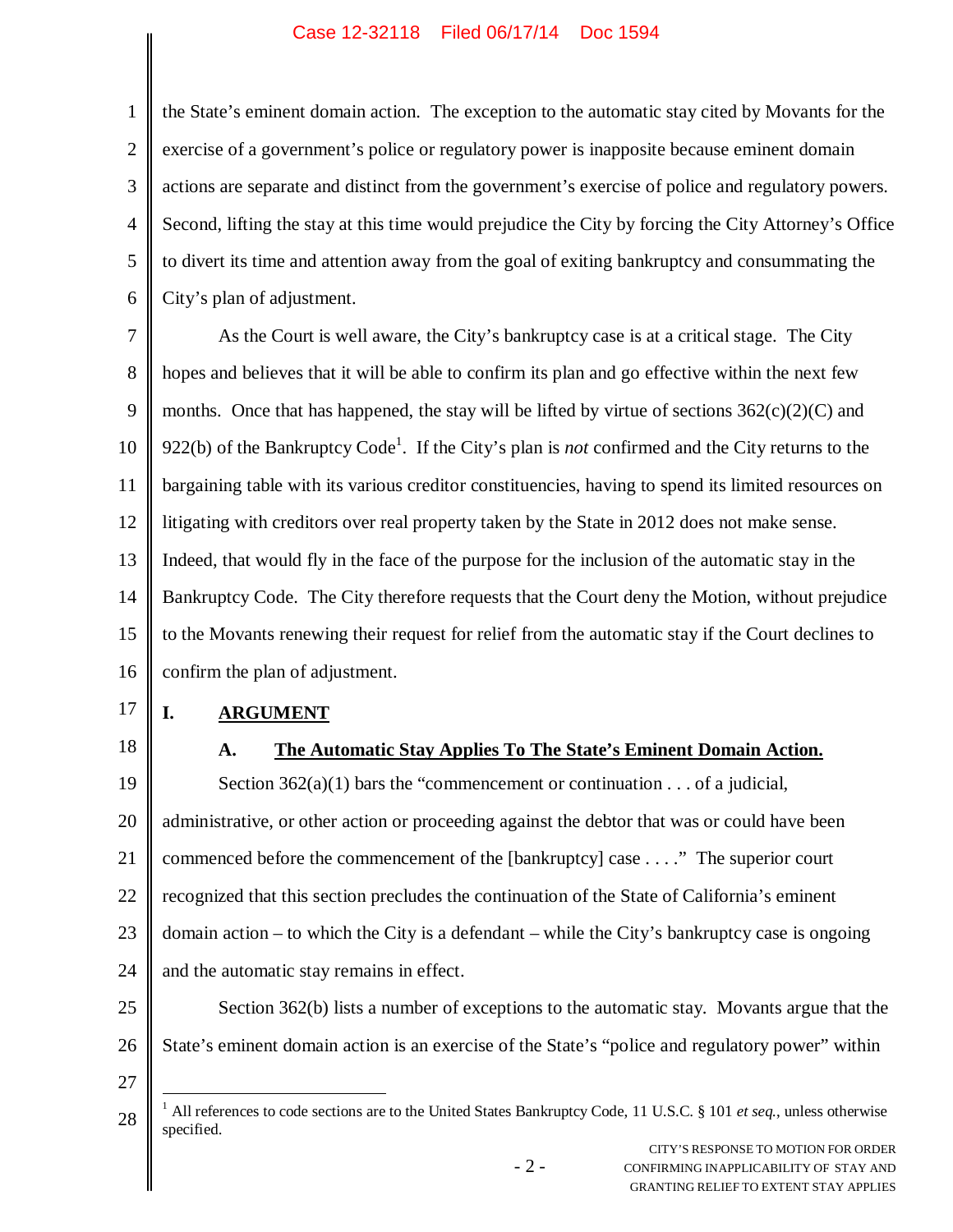the State's eminent domain action. The exception to the automatic stay cited by Movants for the exercise of a government's police or regulatory power is inapposite because eminent domain actions are separate and distinct from the government's exercise of police and regulatory powers. Second, lifting the stay at this time would prejudice the City by forcing the City Attorney's Office to divert its time and attention away from the goal of exiting bankruptcy and consummating the City's plan of adjustment.

As the Court is well aware, the City's bankruptcy case is at a critical stage. The City hopes and believes that it will be able to confirm its plan and go effective within the next few months. Once that has happened, the stay will be lifted by virtue of sections 362(c)(2)(C) and 922(b) of the Bankruptcy Code[1]. If the City's plan is *not* confirmed and the City returns to the bargaining table with its various creditor constituencies, having to spend its limited resources on litigating with creditors over real property taken by the State in 2012 does not make sense. Indeed, that would fly in the face of the purpose for the inclusion of the automatic stay in the Bankruptcy Code. The City therefore requests that the Court deny the Motion, without prejudice to the Movants renewing their request for relief from the automatic stay if the Court declines to confirm the plan of adjustment.

## I. <u>ARGUMENT</u>

### A. <u>The Automatic Stay Applies To The State's Eminent Domain Action.</u>

Section 362(a)(1) bars the "commencement or continuation . . . of a judicial, administrative, or other action or proceeding against the debtor that was or could have been commenced before the commencement of the [bankruptcy] case . . . ." The superior court recognized that this section precludes the continuation of the State of California's eminent domain action – to which the City is a defendant – while the City's bankruptcy case is ongoing and the automatic stay remains in effect.

Section 362(b) lists a number of exceptions to the automatic stay. Movants argue that the State's eminent domain action is an exercise of the State's "police and regulatory power" within

---

[1] All references to code sections are to the United States Bankruptcy Code, 11 U.S.C. § 101 *et seq.*, unless otherwise specified.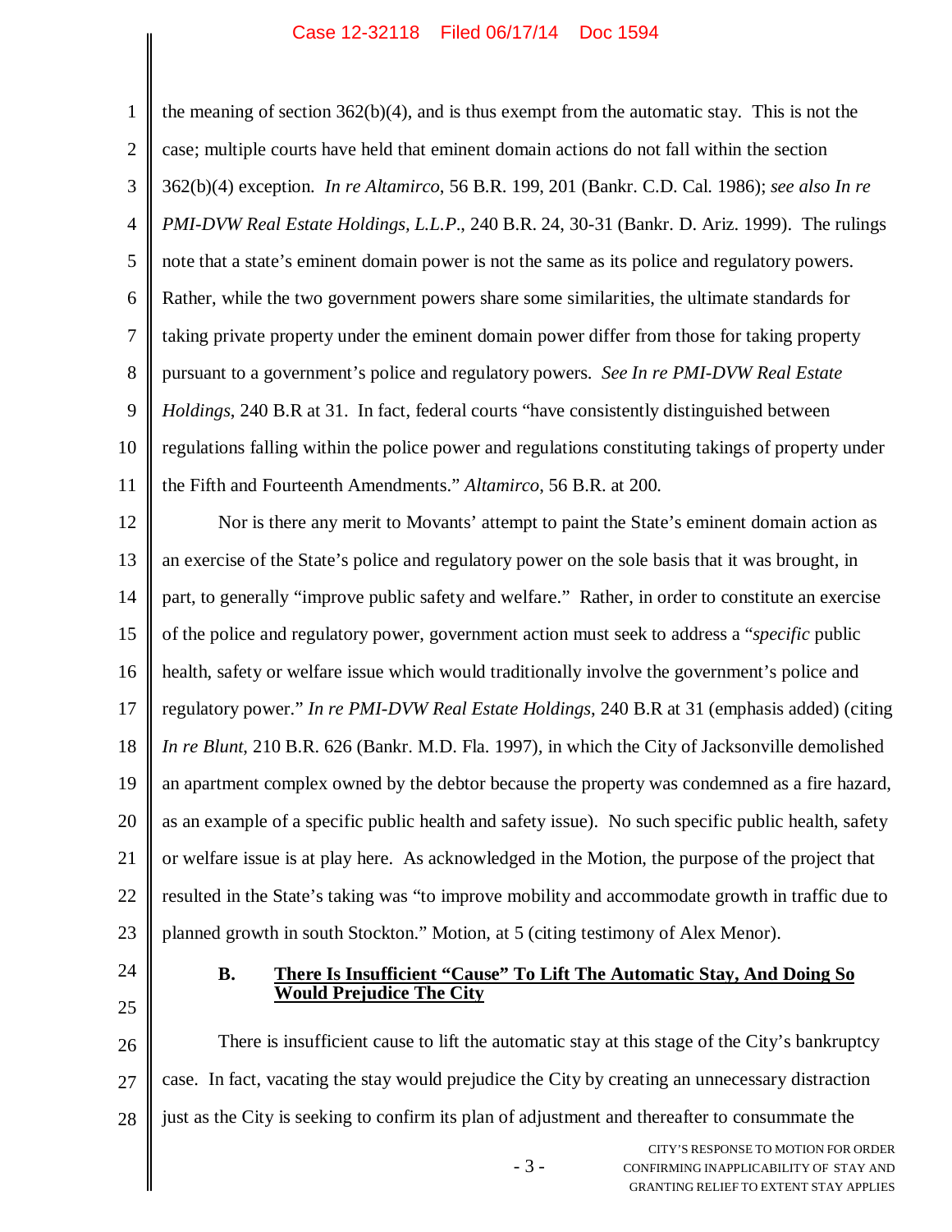the meaning of section 362(b)(4), and is thus exempt from the automatic stay. This is not the case; multiple courts have held that eminent domain actions do not fall within the section 362(b)(4) exception. *In re Altamirco*, 56 B.R. 199, 201 (Bankr. C.D. Cal. 1986); *see also In re PMI-DVW Real Estate Holdings, L.L.P*., 240 B.R. 24, 30-31 (Bankr. D. Ariz. 1999). The rulings note that a state's eminent domain power is not the same as its police and regulatory powers. Rather, while the two government powers share some similarities, the ultimate standards for taking private property under the eminent domain power differ from those for taking property pursuant to a government's police and regulatory powers. *See In re PMI-DVW Real Estate Holdings*, 240 B.R at 31. In fact, federal courts "have consistently distinguished between regulations falling within the police power and regulations constituting takings of property under the Fifth and Fourteenth Amendments." *Altamirco*, 56 B.R. at 200.

Nor is there any merit to Movants' attempt to paint the State's eminent domain action as an exercise of the State's police and regulatory power on the sole basis that it was brought, in part, to generally "improve public safety and welfare." Rather, in order to constitute an exercise of the police and regulatory power, government action must seek to address a "*specific* public health, safety or welfare issue which would traditionally involve the government's police and regulatory power." *In re PMI-DVW Real Estate Holdings*, 240 B.R at 31 (emphasis added) (citing *In re Blunt*, 210 B.R. 626 (Bankr. M.D. Fla. 1997), in which the City of Jacksonville demolished an apartment complex owned by the debtor because the property was condemned as a fire hazard, as an example of a specific public health and safety issue). No such specific public health, safety or welfare issue is at play here. As acknowledged in the Motion, the purpose of the project that resulted in the State's taking was "to improve mobility and accommodate growth in traffic due to planned growth in south Stockton." Motion, at 5 (citing testimony of Alex Menor).

### B. There Is Insufficient "Cause" To Lift The Automatic Stay, And Doing So Would Prejudice The City

There is insufficient cause to lift the automatic stay at this stage of the City's bankruptcy case. In fact, vacating the stay would prejudice the City by creating an unnecessary distraction just as the City is seeking to confirm its plan of adjustment and thereafter to consummate the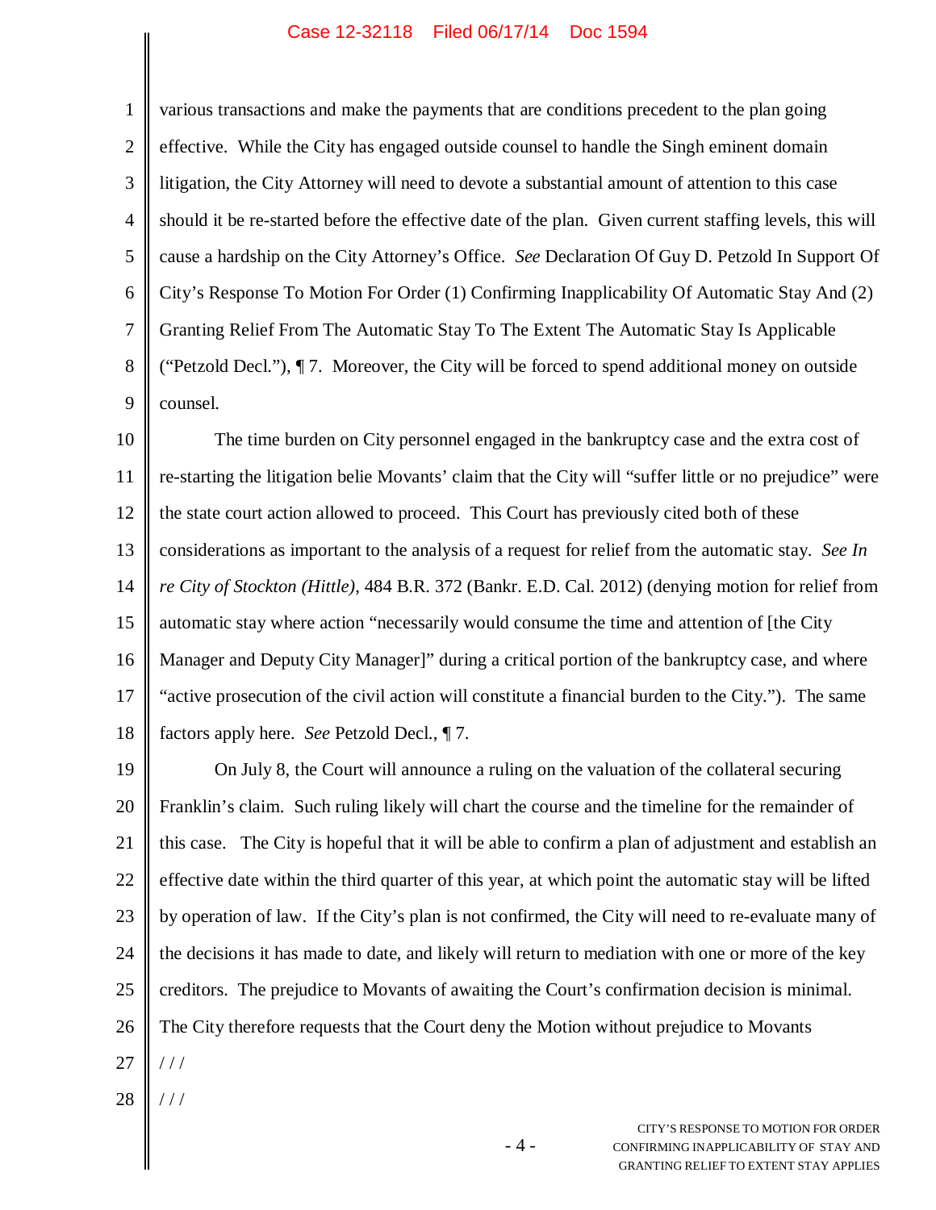various transactions and make the payments that are conditions precedent to the plan going effective. While the City has engaged outside counsel to handle the Singh eminent domain litigation, the City Attorney will need to devote a substantial amount of attention to this case should it be re-started before the effective date of the plan. Given current staffing levels, this will cause a hardship on the City Attorney's Office. *See* Declaration Of Guy D. Petzold In Support Of City's Response To Motion For Order (1) Confirming Inapplicability Of Automatic Stay And (2) Granting Relief From The Automatic Stay To The Extent The Automatic Stay Is Applicable ("Petzold Decl."), ¶ 7. Moreover, the City will be forced to spend additional money on outside counsel.

The time burden on City personnel engaged in the bankruptcy case and the extra cost of re-starting the litigation belie Movants' claim that the City will "suffer little or no prejudice" were the state court action allowed to proceed. This Court has previously cited both of these considerations as important to the analysis of a request for relief from the automatic stay. *See In re City of Stockton (Hittle)*, 484 B.R. 372 (Bankr. E.D. Cal. 2012) (denying motion for relief from automatic stay where action "necessarily would consume the time and attention of [the City Manager and Deputy City Manager]" during a critical portion of the bankruptcy case, and where "active prosecution of the civil action will constitute a financial burden to the City."). The same factors apply here. *See* Petzold Decl., ¶ 7.

On July 8, the Court will announce a ruling on the valuation of the collateral securing Franklin's claim. Such ruling likely will chart the course and the timeline for the remainder of this case. The City is hopeful that it will be able to confirm a plan of adjustment and establish an effective date within the third quarter of this year, at which point the automatic stay will be lifted by operation of law. If the City's plan is not confirmed, the City will need to re-evaluate many of the decisions it has made to date, and likely will return to mediation with one or more of the key creditors. The prejudice to Movants of awaiting the Court's confirmation decision is minimal. The City therefore requests that the Court deny the Motion without prejudice to Movants

/ / /

/ / /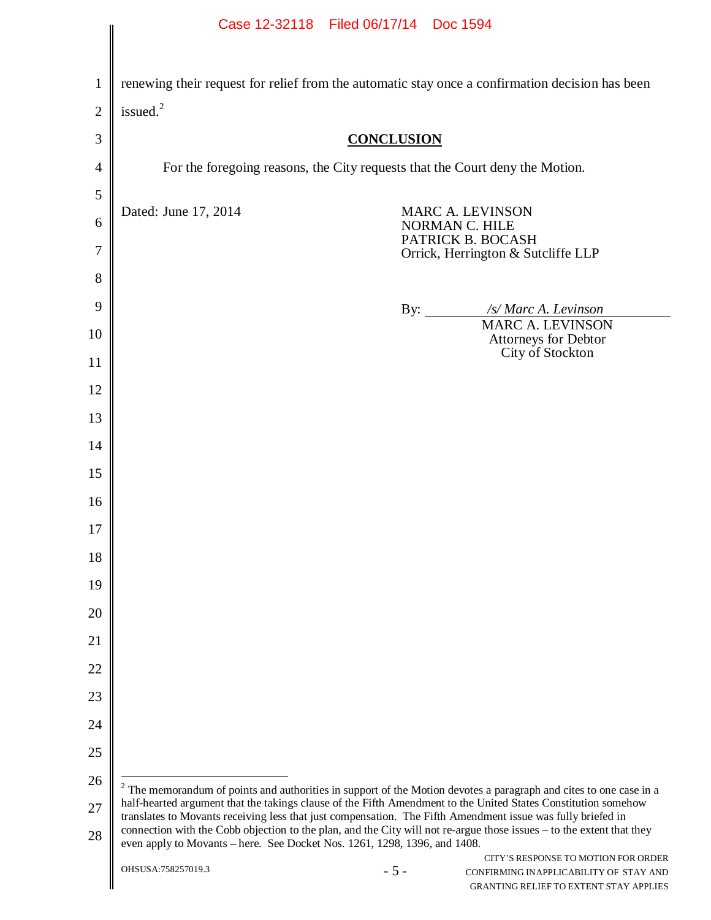renewing their request for relief from the automatic stay once a confirmation decision has been issued.[2]

## CONCLUSION

For the foregoing reasons, the City requests that the Court deny the Motion.

Dated: June 17, 2014

MARC A. LEVINSON
NORMAN C. HILE
PATRICK B. BOCASH
Orrick, Herrington & Sutcliffe LLP

By: */s/ Marc A. Levinson*
MARC A. LEVINSON
Attorneys for Debtor
City of Stockton

---

[2] The memorandum of points and authorities in support of the Motion devotes a paragraph and cites to one case in a half-hearted argument that the takings clause of the Fifth Amendment to the United States Constitution somehow translates to Movants receiving less that just compensation. The Fifth Amendment issue was fully briefed in connection with the Cobb objection to the plan, and the City will not re-argue those issues – to the extent that they even apply to Movants – here. See Docket Nos. 1261, 1298, 1396, and 1408.